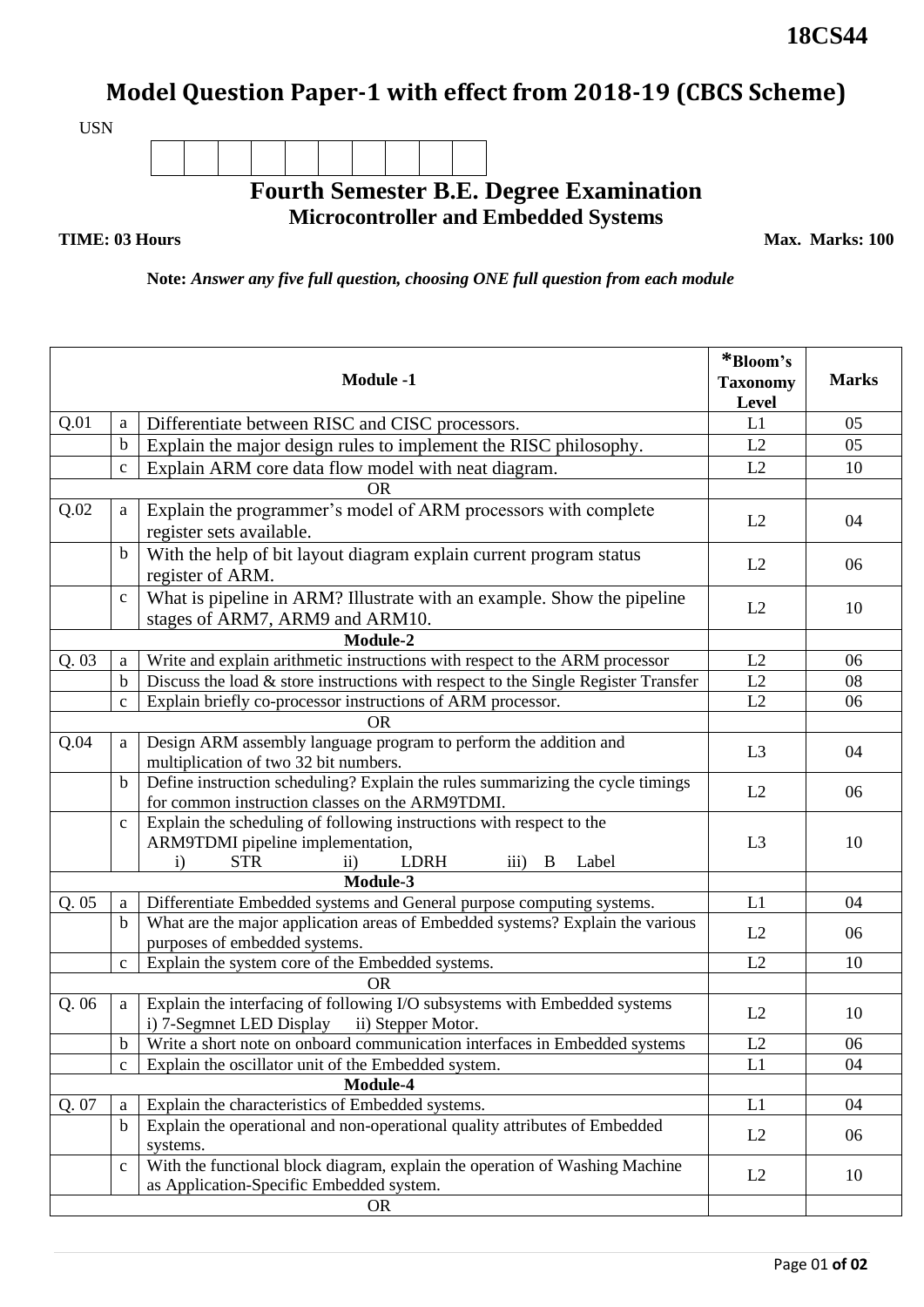**18CS44**

# Model Question Paper-1 with effect from 2018-19 (CBCS Scheme)

USN

| | | | | | | | | | |
|---|---|---|---|---|---|---|---|---|---|
| | | | | | | | | | |

## Fourth Semester B.E. Degree Examination

### Microcontroller and Embedded Systems

**TIME: 03 Hours** **Max. Marks: 100**

**Note:** *Answer any five full question, choosing ONE full question from each module*

| | | **Module -1** | ***Bloom's Taxonomy Level** | **Marks** |
|---|---|---|---|---|
| Q.01 | a | Differentiate between RISC and CISC processors. | L1 | 05 |
| | b | Explain the major design rules to implement the RISC philosophy. | L2 | 05 |
| | c | Explain ARM core data flow model with neat diagram. | L2 | 10 |
| | | OR | | |
| Q.02 | a | Explain the programmer's model of ARM processors with complete register sets available. | L2 | 04 |
| | b | With the help of bit layout diagram explain current program status register of ARM. | L2 | 06 |
| | c | What is pipeline in ARM? Illustrate with an example. Show the pipeline stages of ARM7, ARM9 and ARM10. | L2 | 10 |
| | | **Module-2** | | |
| Q. 03 | a | Write and explain arithmetic instructions with respect to the ARM processor | L2 | 06 |
| | b | Discuss the load & store instructions with respect to the Single Register Transfer | L2 | 08 |
| | c | Explain briefly co-processor instructions of ARM processor. | L2 | 06 |
| | | OR | | |
| Q.04 | a | Design ARM assembly language program to perform the addition and multiplication of two 32 bit numbers. | L3 | 04 |
| | b | Define instruction scheduling? Explain the rules summarizing the cycle timings for common instruction classes on the ARM9TDMI. | L2 | 06 |
| | c | Explain the scheduling of following instructions with respect to the ARM9TDMI pipeline implementation, i) STR ii) LDRH iii) B Label | L3 | 10 |
| | | **Module-3** | | |
| Q. 05 | a | Differentiate Embedded systems and General purpose computing systems. | L1 | 04 |
| | b | What are the major application areas of Embedded systems? Explain the various purposes of embedded systems. | L2 | 06 |
| | c | Explain the system core of the Embedded systems. | L2 | 10 |
| | | OR | | |
| Q. 06 | a | Explain the interfacing of following I/O subsystems with Embedded systems i) 7-Segmnet LED Display ii) Stepper Motor. | L2 | 10 |
| | b | Write a short note on onboard communication interfaces in Embedded systems | L2 | 06 |
| | c | Explain the oscillator unit of the Embedded system. | L1 | 04 |
| | | **Module-4** | | |
| Q. 07 | a | Explain the characteristics of Embedded systems. | L1 | 04 |
| | b | Explain the operational and non-operational quality attributes of Embedded systems. | L2 | 06 |
| | c | With the functional block diagram, explain the operation of Washing Machine as Application-Specific Embedded system. | L2 | 10 |
| | | OR | | |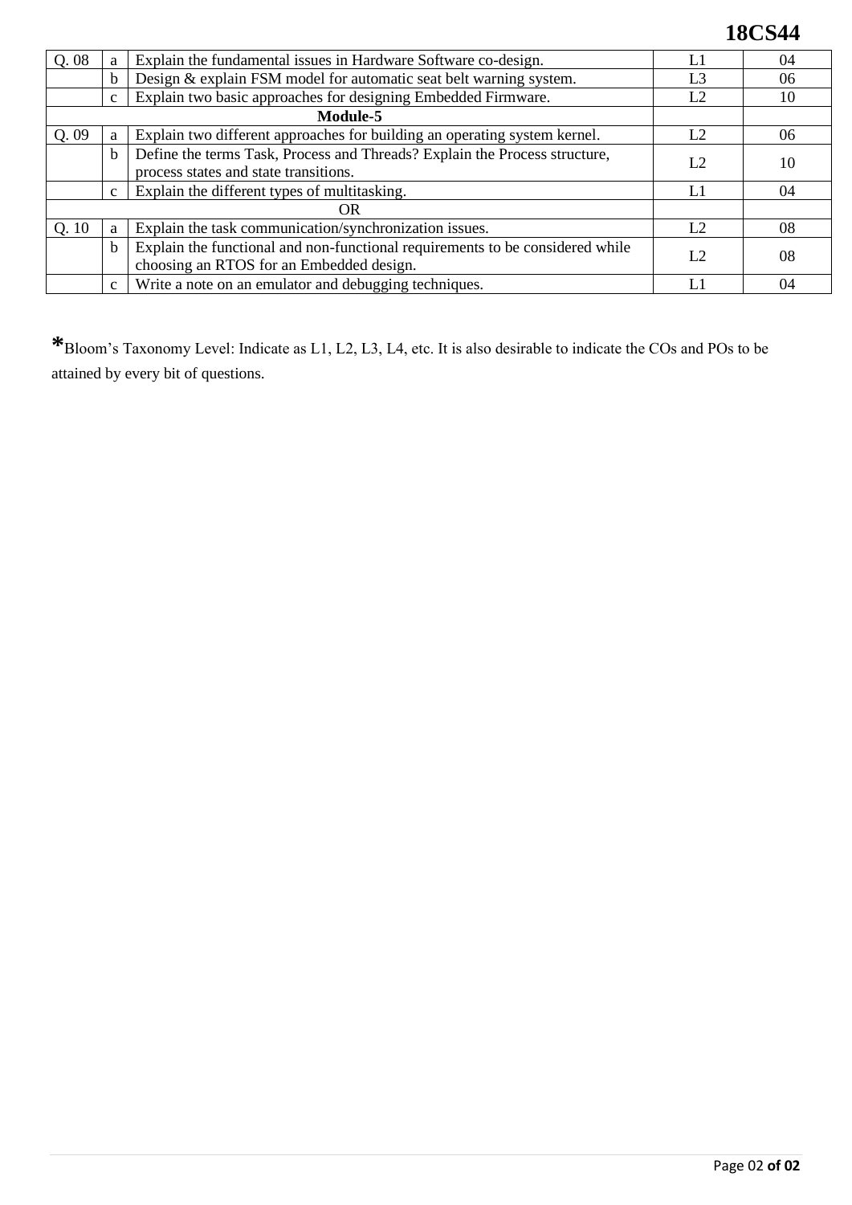| | | | | |
|---|---|---|---|---|
| Q. 08 | a | Explain the fundamental issues in Hardware Software co-design. | L1 | 04 |
| | b | Design & explain FSM model for automatic seat belt warning system. | L3 | 06 |
| | c | Explain two basic approaches for designing Embedded Firmware. | L2 | 10 |
| | | **Module-5** | | |
| Q. 09 | a | Explain two different approaches for building an operating system kernel. | L2 | 06 |
| | b | Define the terms Task, Process and Threads? Explain the Process structure, process states and state transitions. | L2 | 10 |
| | c | Explain the different types of multitasking. | L1 | 04 |
| | | OR | | |
| Q. 10 | a | Explain the task communication/synchronization issues. | L2 | 08 |
| | b | Explain the functional and non-functional requirements to be considered while choosing an RTOS for an Embedded design. | L2 | 08 |
| | c | Write a note on an emulator and debugging techniques. | L1 | 04 |

*Bloom's Taxonomy Level: Indicate as L1, L2, L3, L4, etc. It is also desirable to indicate the COs and POs to be attained by every bit of questions.